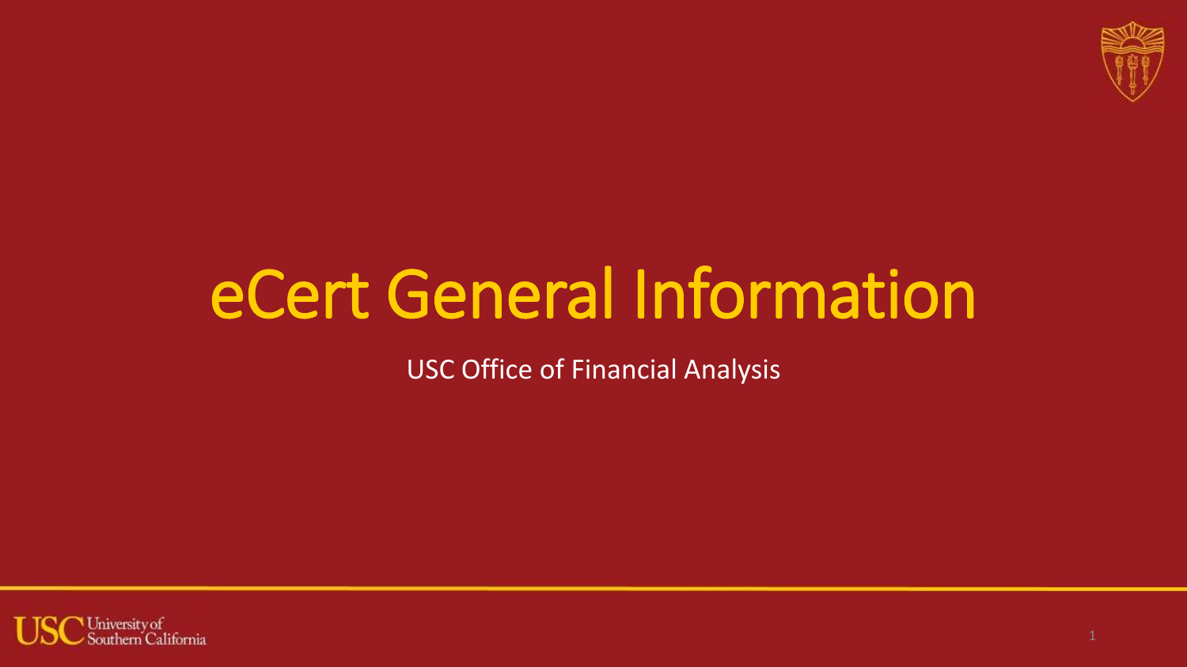# eCert General Information

USC Office of Financial Analysis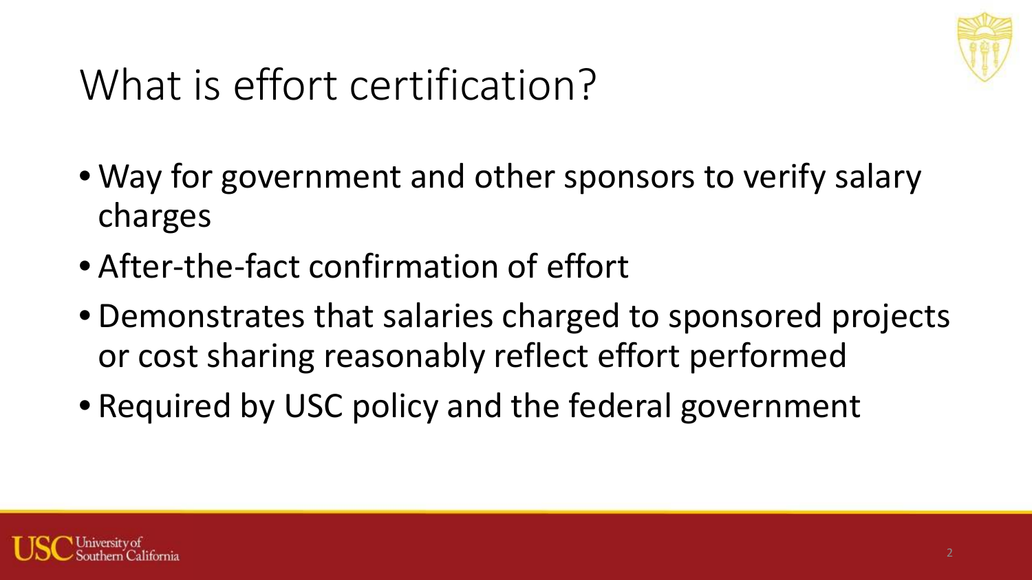# What is effort certification?

- Way for government and other sponsors to verify salary charges
- After-the-fact confirmation of effort
- Demonstrates that salaries charged to sponsored projects or cost sharing reasonably reflect effort performed
- Required by USC policy and the federal government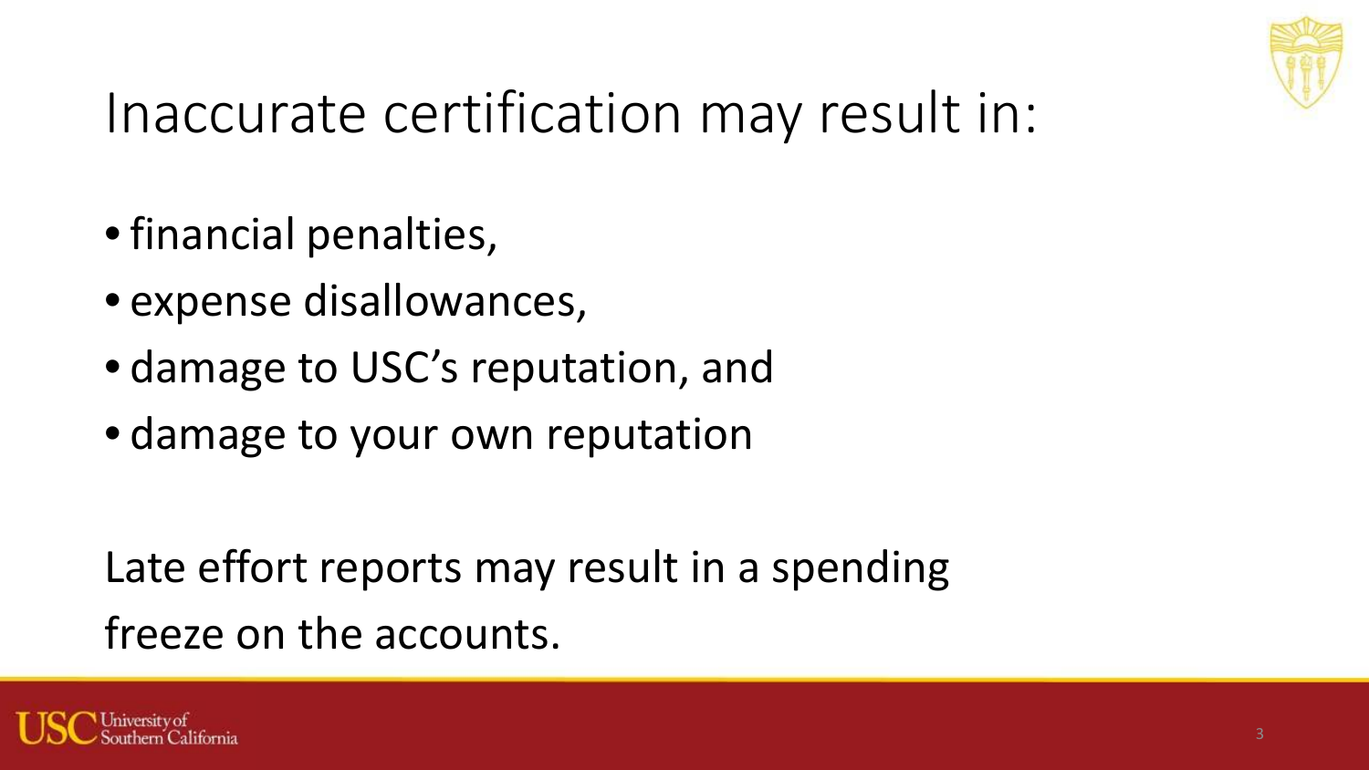# Inaccurate certification may result in:

- financial penalties,
- expense disallowances,
- damage to USC's reputation, and
- damage to your own reputation

Late effort reports may result in a spending freeze on the accounts.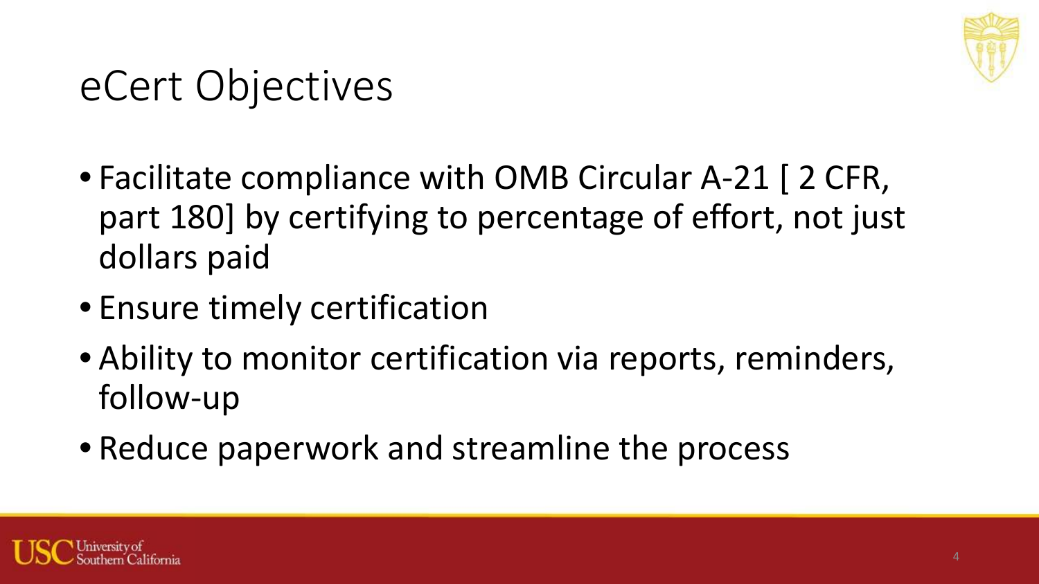# eCert Objectives

- Facilitate compliance with OMB Circular A-21 [ 2 CFR, part 180] by certifying to percentage of effort, not just dollars paid
- Ensure timely certification
- Ability to monitor certification via reports, reminders, follow-up
- Reduce paperwork and streamline the process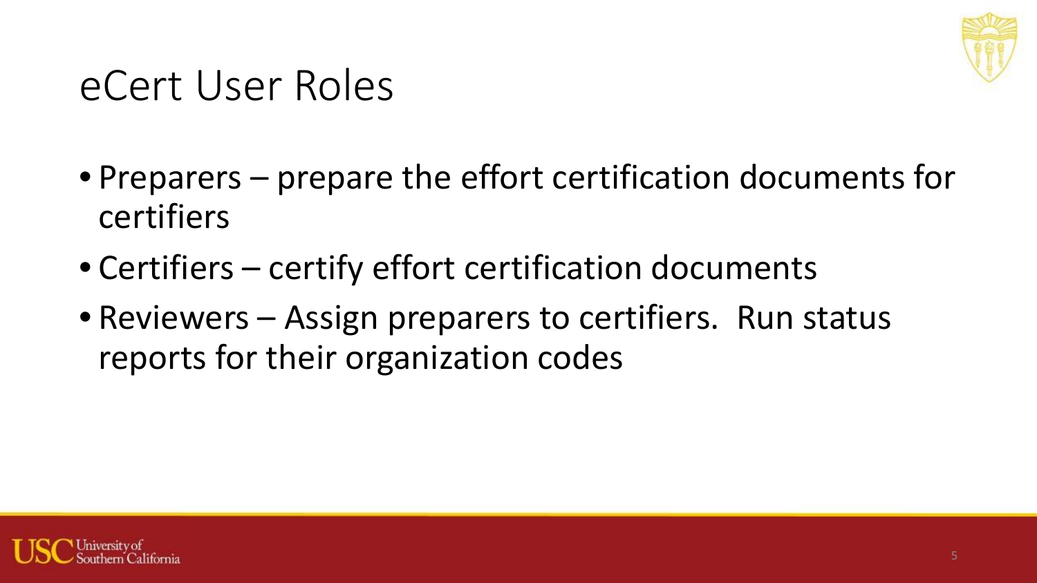# eCert User Roles

- Preparers – prepare the effort certification documents for certifiers
- Certifiers – certify effort certification documents
- Reviewers – Assign preparers to certifiers. Run status reports for their organization codes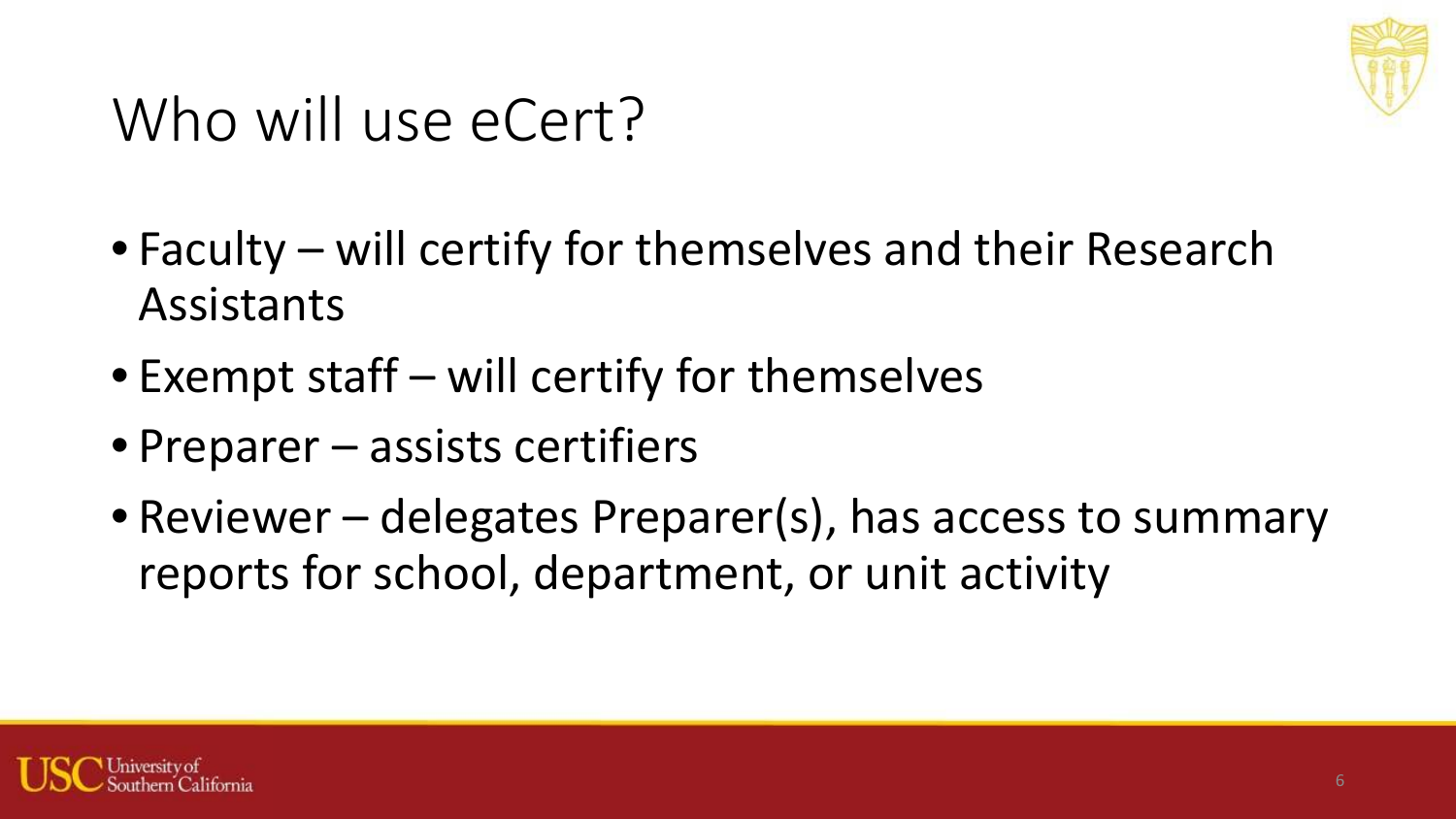# Who will use eCert?

- Faculty – will certify for themselves and their Research Assistants
- Exempt staff – will certify for themselves
- Preparer – assists certifiers
- Reviewer – delegates Preparer(s), has access to summary reports for school, department, or unit activity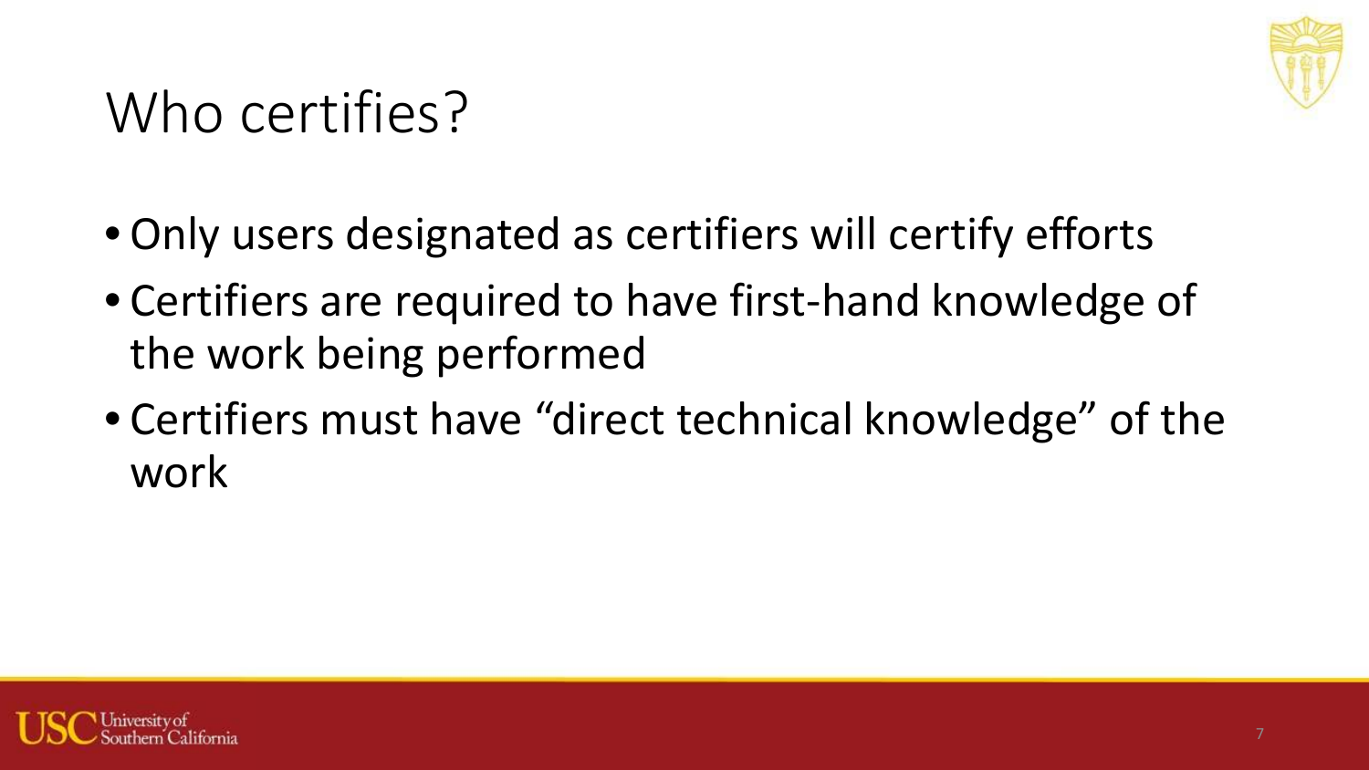# Who certifies?

- Only users designated as certifiers will certify efforts
- Certifiers are required to have first-hand knowledge of the work being performed
- Certifiers must have “direct technical knowledge” of the work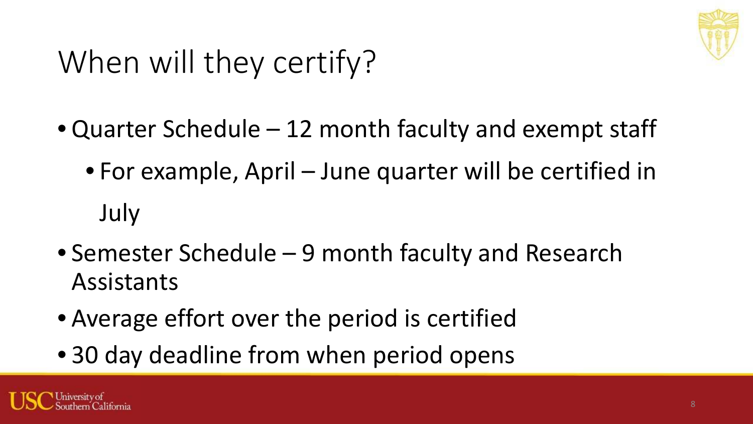# When will they certify?

- Quarter Schedule – 12 month faculty and exempt staff
  - For example, April – June quarter will be certified in July
- Semester Schedule – 9 month faculty and Research Assistants
- Average effort over the period is certified
- 30 day deadline from when period opens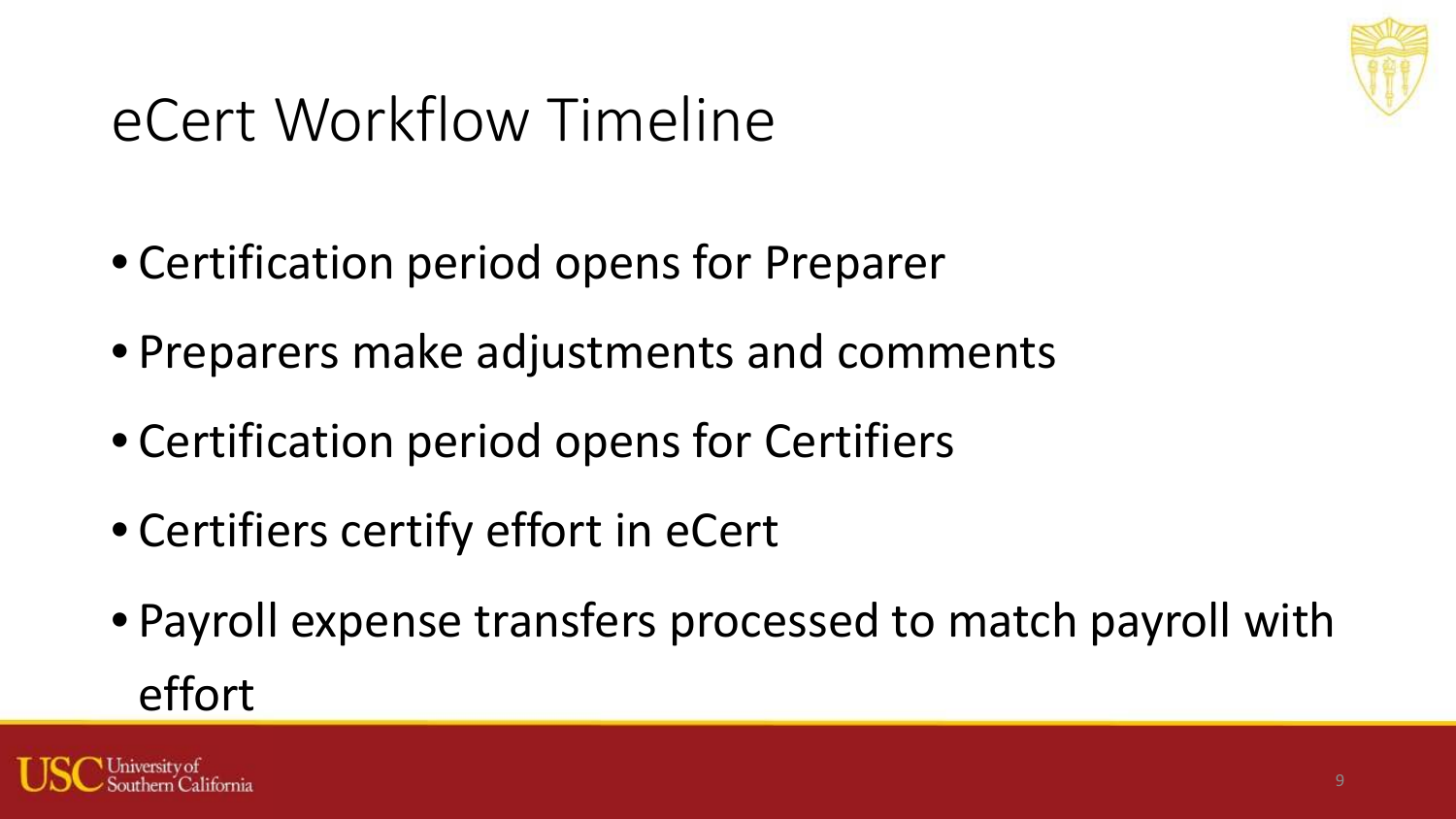# eCert Workflow Timeline

- Certification period opens for Preparer
- Preparers make adjustments and comments
- Certification period opens for Certifiers
- Certifiers certify effort in eCert
- Payroll expense transfers processed to match payroll with effort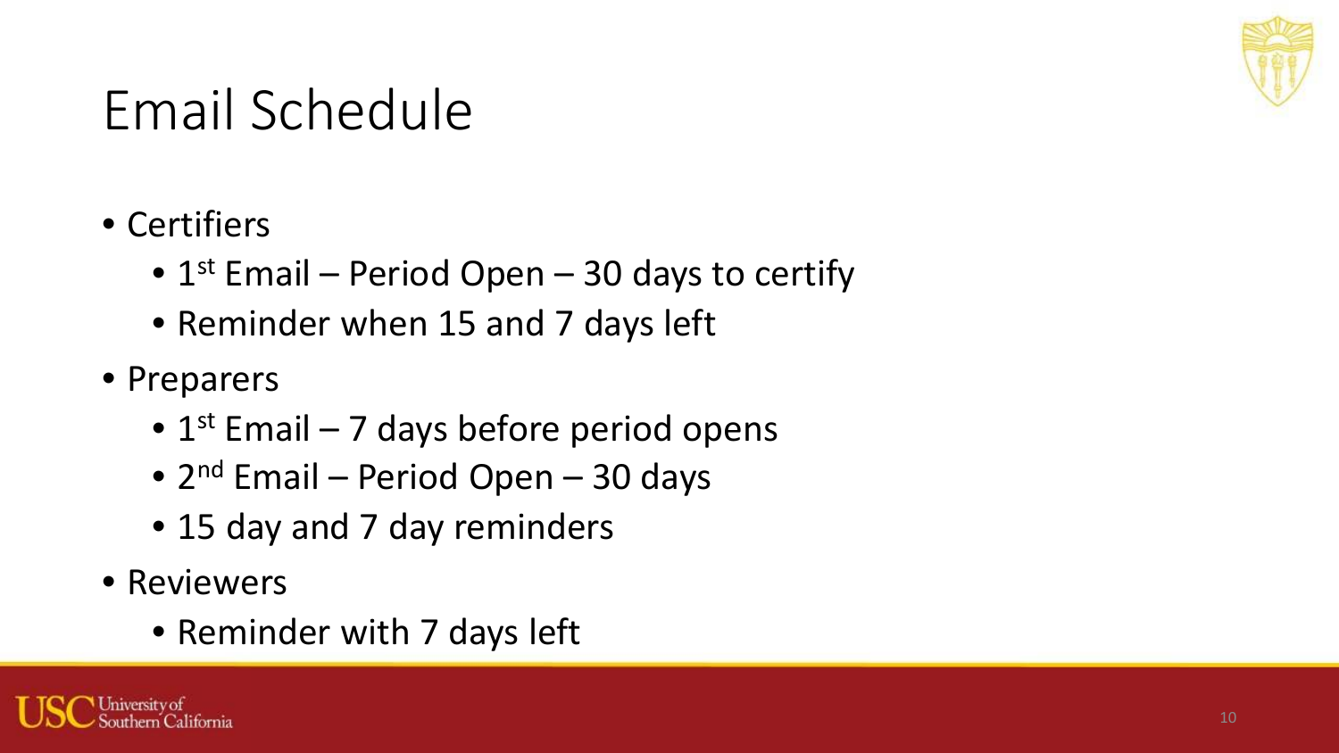# Email Schedule

- Certifiers
  - 1st Email – Period Open – 30 days to certify
  - Reminder when 15 and 7 days left
- Preparers
  - 1st Email – 7 days before period opens
  - 2nd Email – Period Open – 30 days
  - 15 day and 7 day reminders
- Reviewers
  - Reminder with 7 days left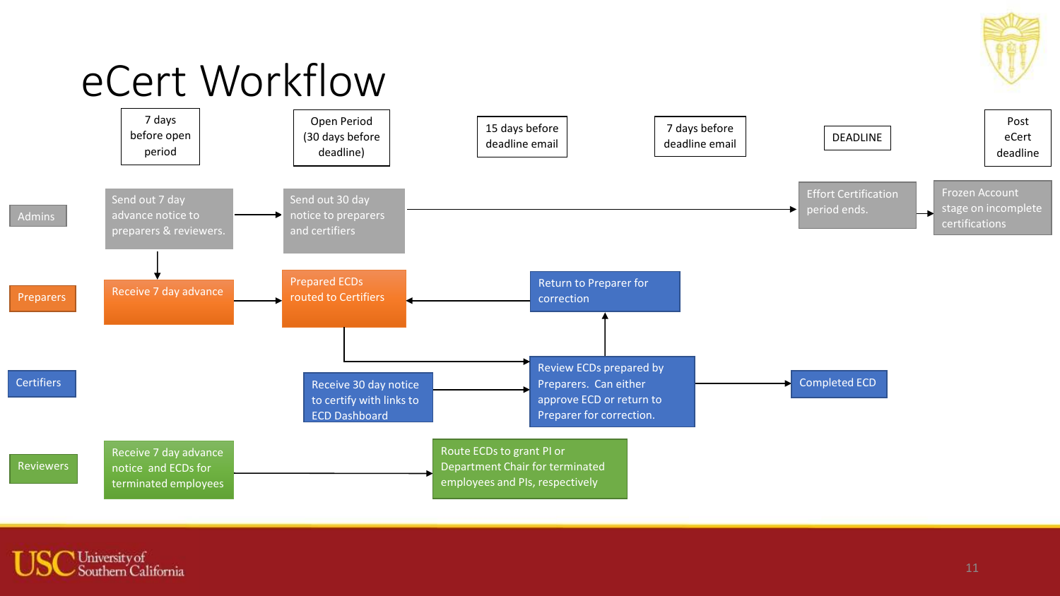# eCert Workflow

| | 7 days before open period | Open Period (30 days before deadline) | 15 days before deadline email | 7 days before deadline email | DEADLINE | Post eCert deadline |
|---|---|---|---|---|---|---|
| **Admins** | Send out 7 day advance notice to preparers & reviewers. | Send out 30 day notice to preparers and certifiers | | | Effort Certification period ends. | Frozen Account stage on incomplete certifications |
| **Preparers** | Receive 7 day advance | Prepared ECDs routed to Certifiers | Return to Preparer for correction | | | |
| **Certifiers** | | Receive 30 day notice to certify with links to ECD Dashboard | Review ECDs prepared by Preparers. Can either approve ECD or return to Preparer for correction. | | Completed ECD | |
| **Reviewers** | Receive 7 day advance notice and ECDs for terminated employees | Route ECDs to grant PI or Department Chair for terminated employees and PIs, respectively | | | | |

Workflow sequence:

- Admins: Send out 7 day advance notice to preparers & reviewers. → Send out 30 day notice to preparers and certifiers → Effort Certification period ends. → Frozen Account stage on incomplete certifications
- Admins (7 day advance notice) → Preparers: Receive 7 day advance → Prepared ECDs routed to Certifiers
- Prepared ECDs routed to Certifiers → Review ECDs prepared by Preparers. Can either approve ECD or return to Preparer for correction.
- Certifiers: Receive 30 day notice to certify with links to ECD Dashboard → Review ECDs prepared by Preparers. Can either approve ECD or return to Preparer for correction. → Completed ECD
- Review ECDs → Return to Preparer for correction → Prepared ECDs routed to Certifiers
- Reviewers: Receive 7 day advance notice and ECDs for terminated employees → Route ECDs to grant PI or Department Chair for terminated employees and PIs, respectively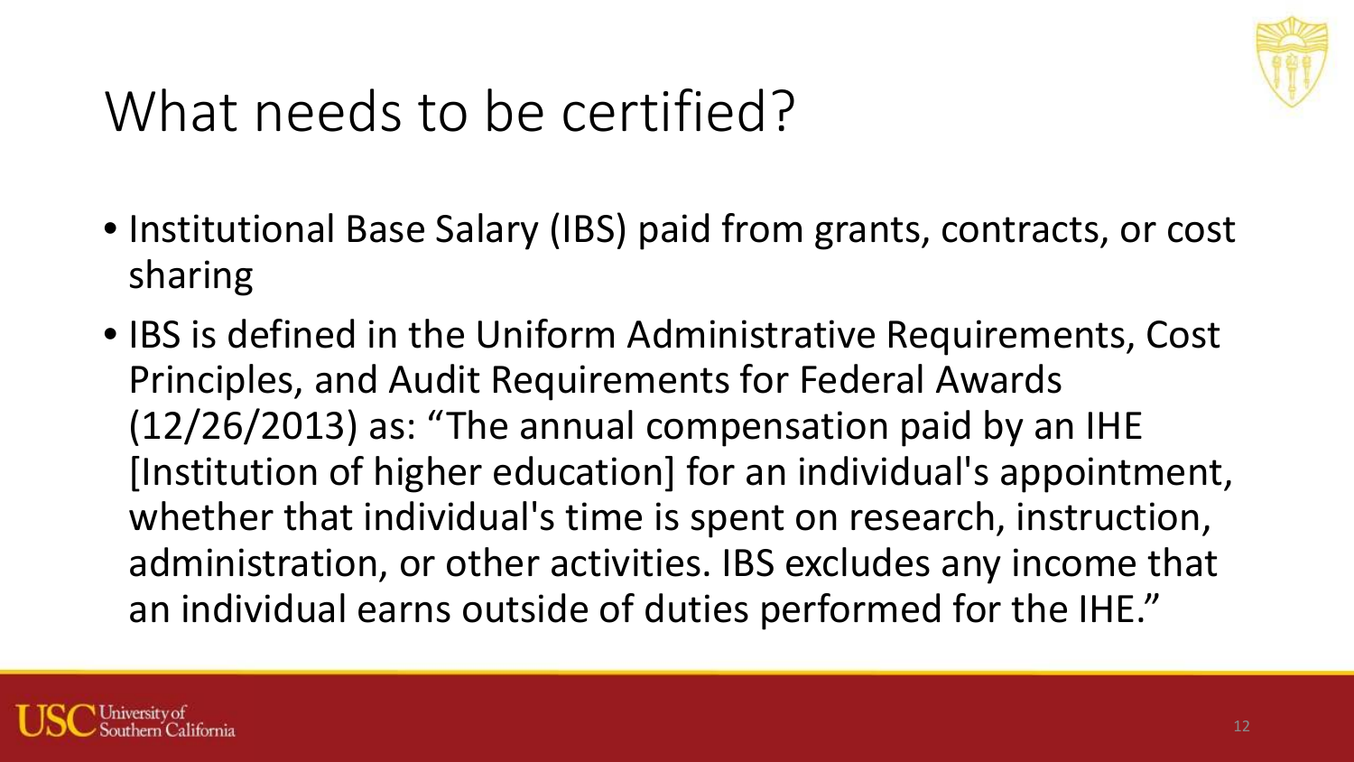# What needs to be certified?

- Institutional Base Salary (IBS) paid from grants, contracts, or cost sharing
- IBS is defined in the Uniform Administrative Requirements, Cost Principles, and Audit Requirements for Federal Awards (12/26/2013) as: "The annual compensation paid by an IHE [Institution of higher education] for an individual's appointment, whether that individual's time is spent on research, instruction, administration, or other activities. IBS excludes any income that an individual earns outside of duties performed for the IHE."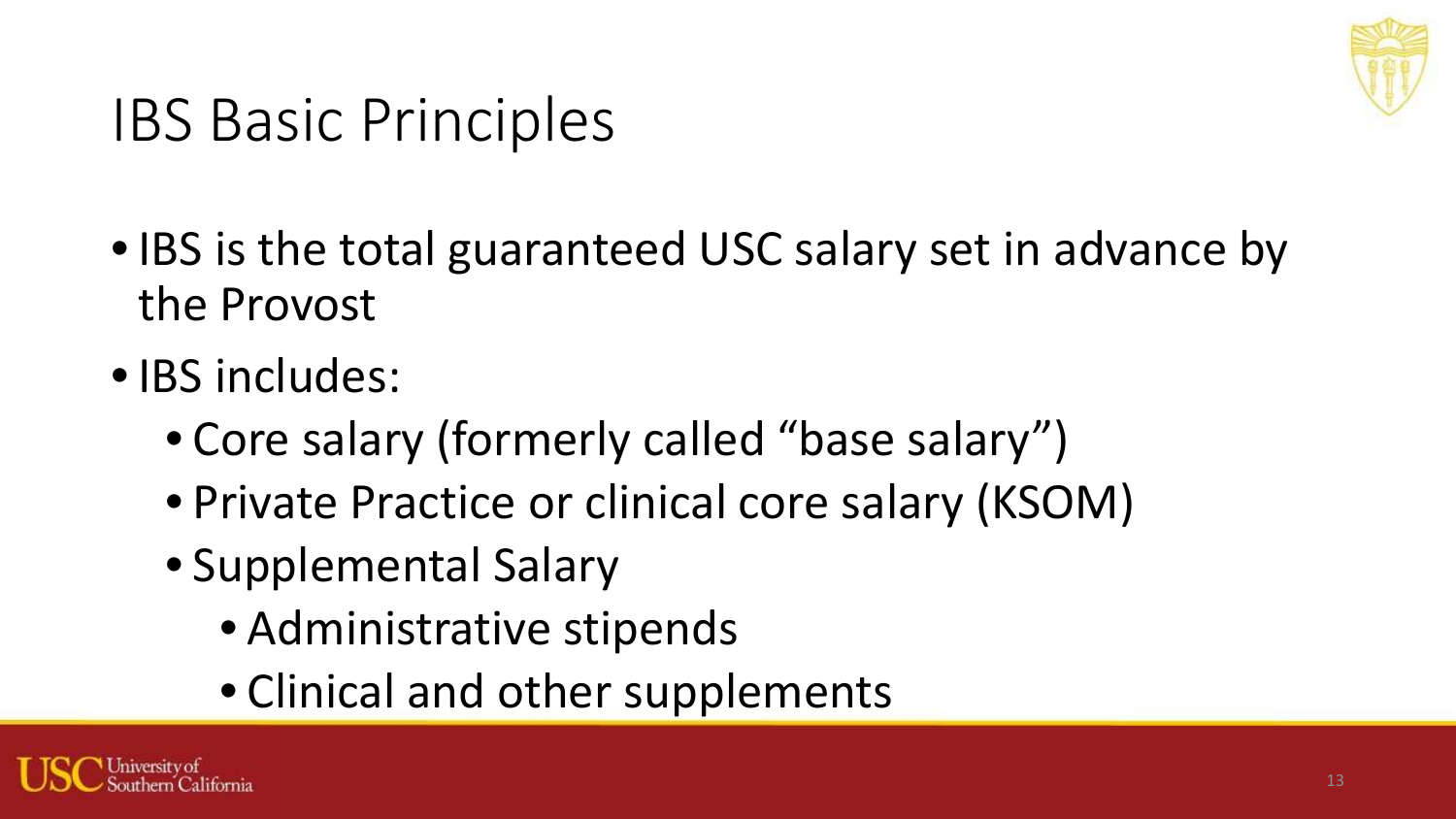# IBS Basic Principles

- IBS is the total guaranteed USC salary set in advance by the Provost
- IBS includes:
  - Core salary (formerly called “base salary”)
  - Private Practice or clinical core salary (KSOM)
  - Supplemental Salary
    - Administrative stipends
    - Clinical and other supplements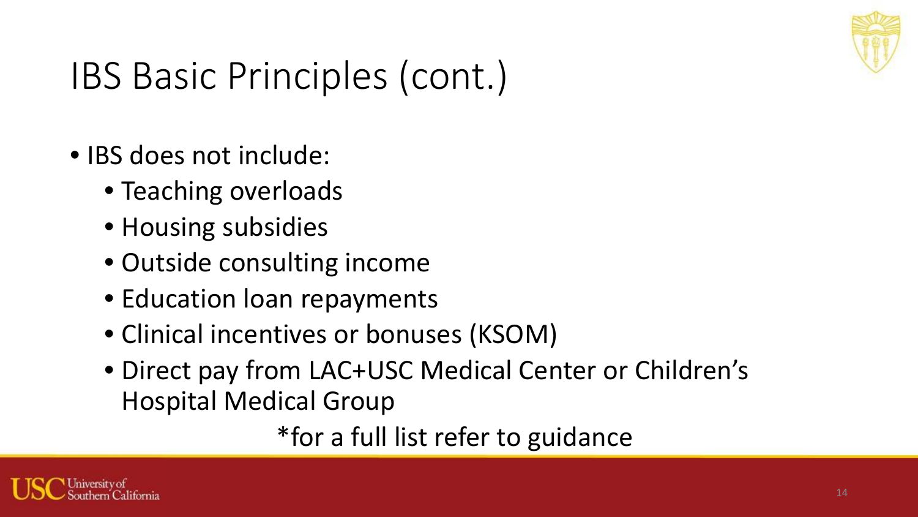# IBS Basic Principles (cont.)

- IBS does not include:
  - Teaching overloads
  - Housing subsidies
  - Outside consulting income
  - Education loan repayments
  - Clinical incentives or bonuses (KSOM)
  - Direct pay from LAC+USC Medical Center or Children's Hospital Medical Group

*for a full list refer to guidance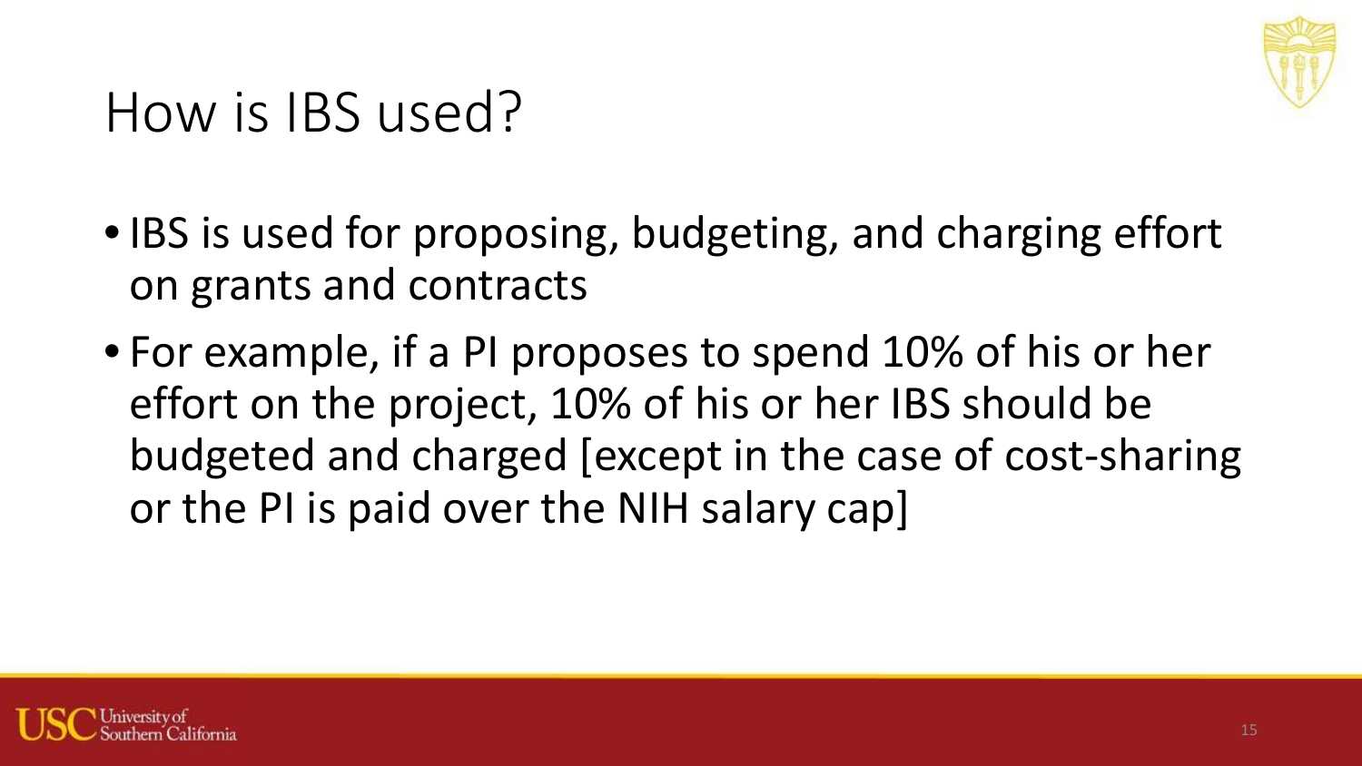# How is IBS used?

- IBS is used for proposing, budgeting, and charging effort on grants and contracts
- For example, if a PI proposes to spend 10% of his or her effort on the project, 10% of his or her IBS should be budgeted and charged [except in the case of cost-sharing or the PI is paid over the NIH salary cap]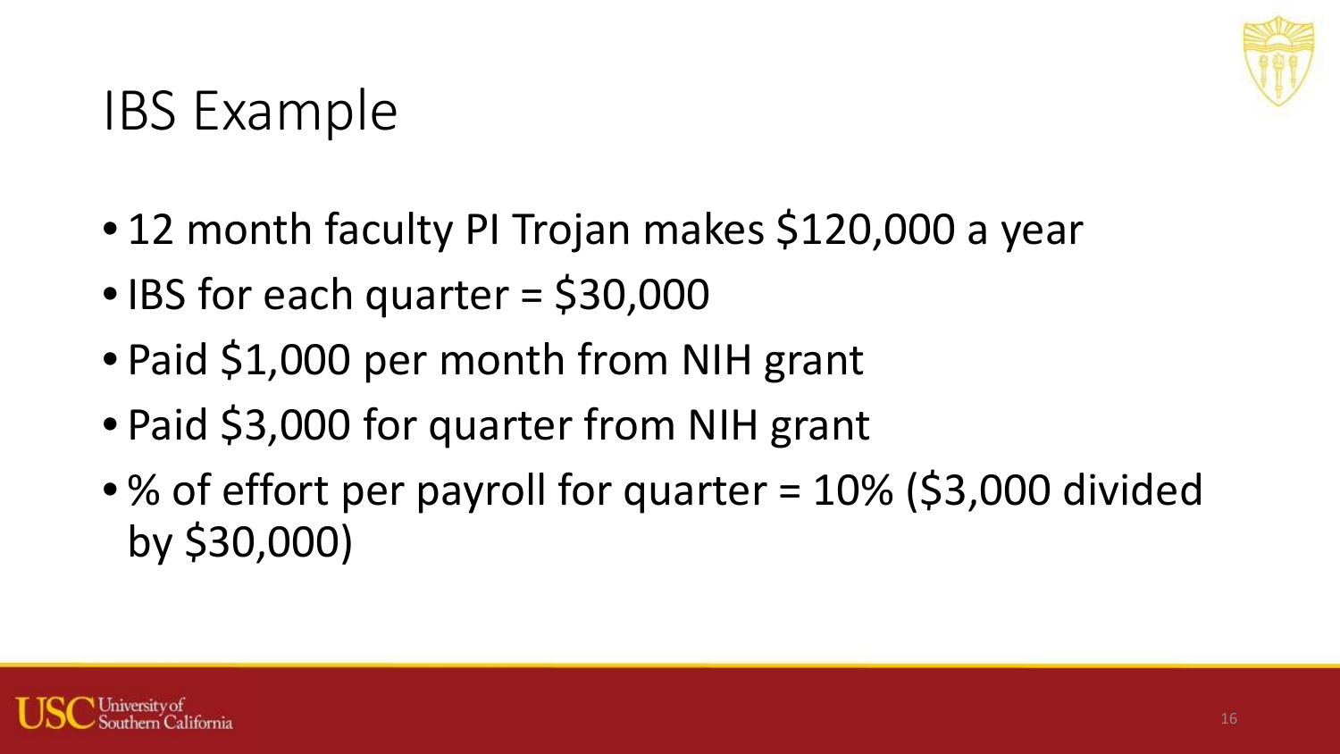# IBS Example

- 12 month faculty PI Trojan makes $120,000 a year
- IBS for each quarter = $30,000
- Paid $1,000 per month from NIH grant
- Paid $3,000 for quarter from NIH grant
- % of effort per payroll for quarter = 10% ($3,000 divided by $30,000)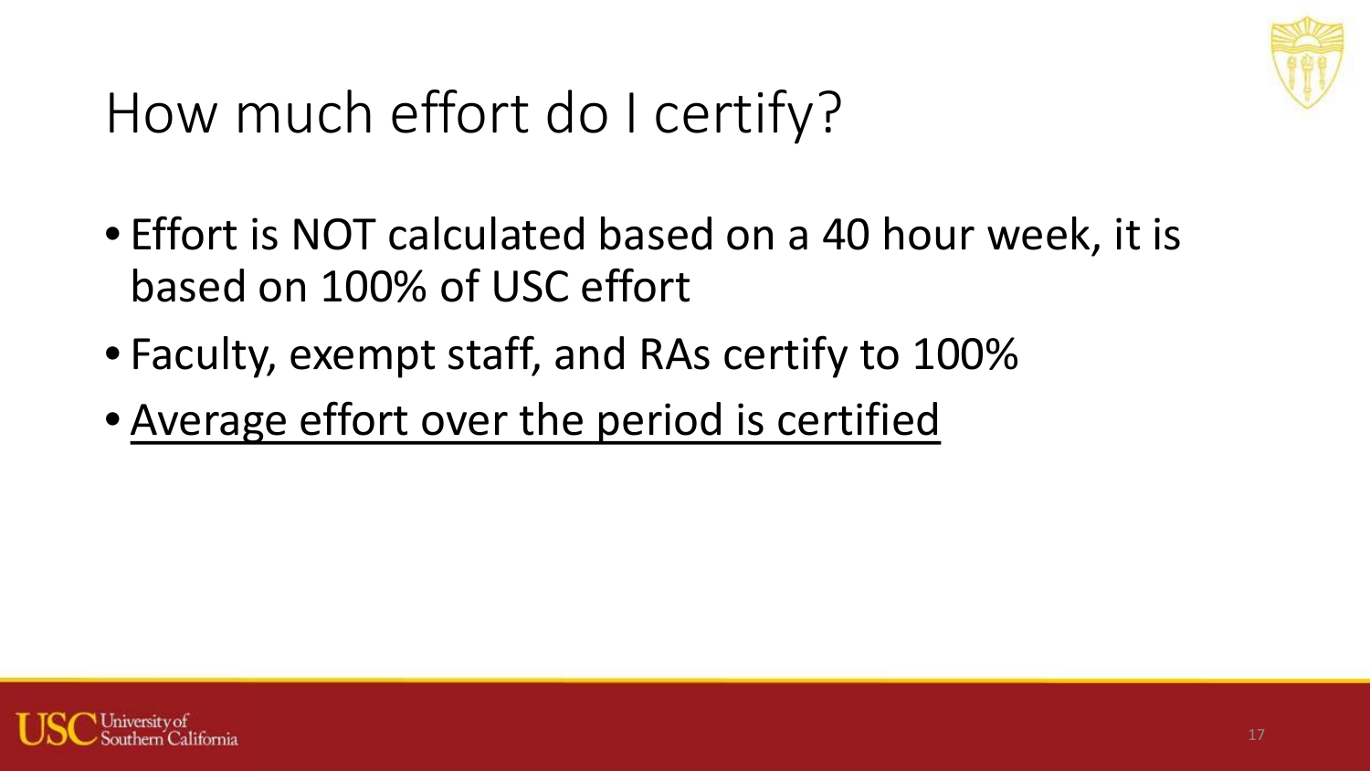# How much effort do I certify?

- Effort is NOT calculated based on a 40 hour week, it is based on 100% of USC effort
- Faculty, exempt staff, and RAs certify to 100%
- <u>Average effort over the period is certified</u>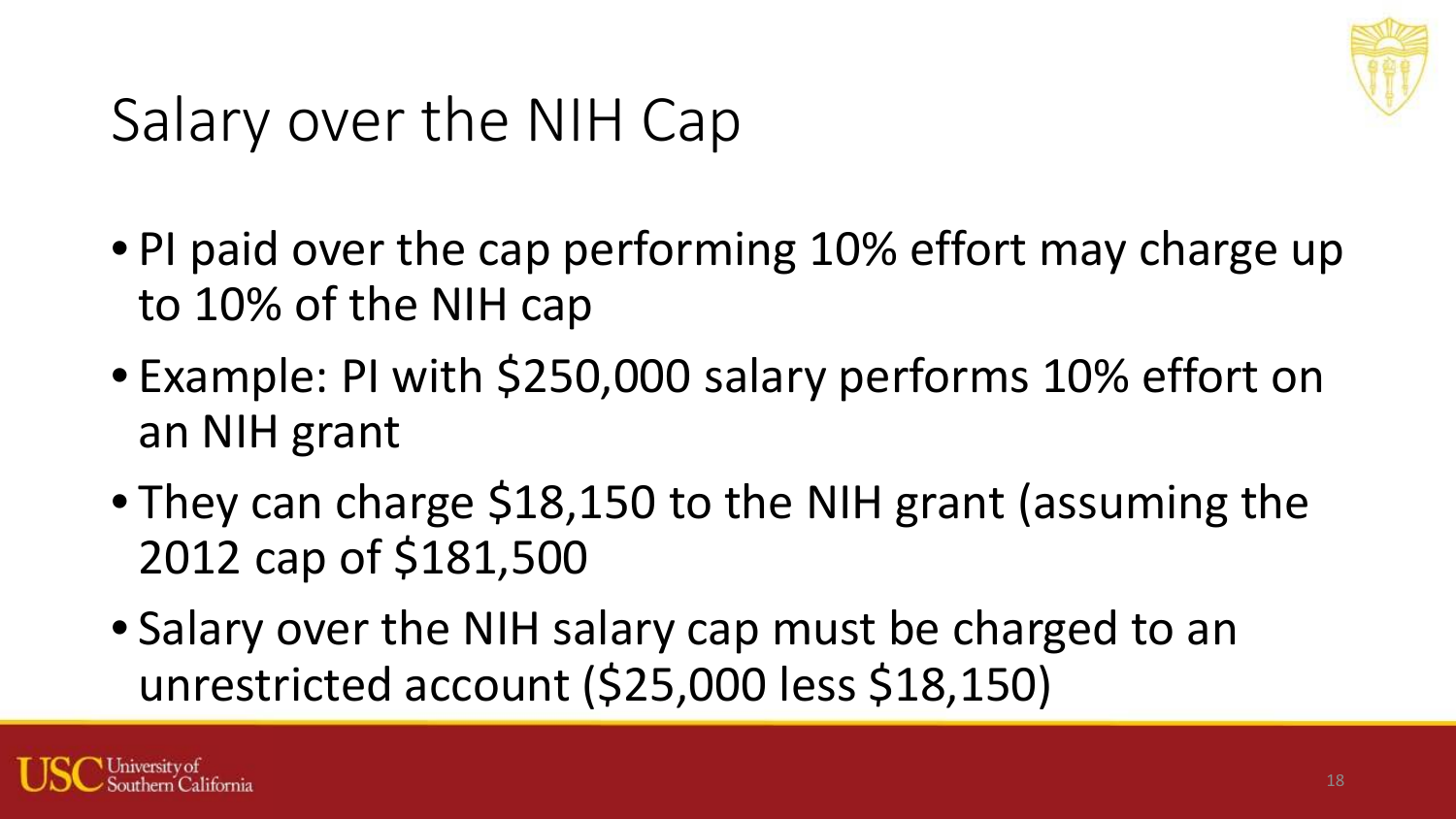# Salary over the NIH Cap

- PI paid over the cap performing 10% effort may charge up to 10% of the NIH cap
- Example: PI with $250,000 salary performs 10% effort on an NIH grant
- They can charge $18,150 to the NIH grant (assuming the 2012 cap of $181,500
- Salary over the NIH salary cap must be charged to an unrestricted account ($25,000 less $18,150)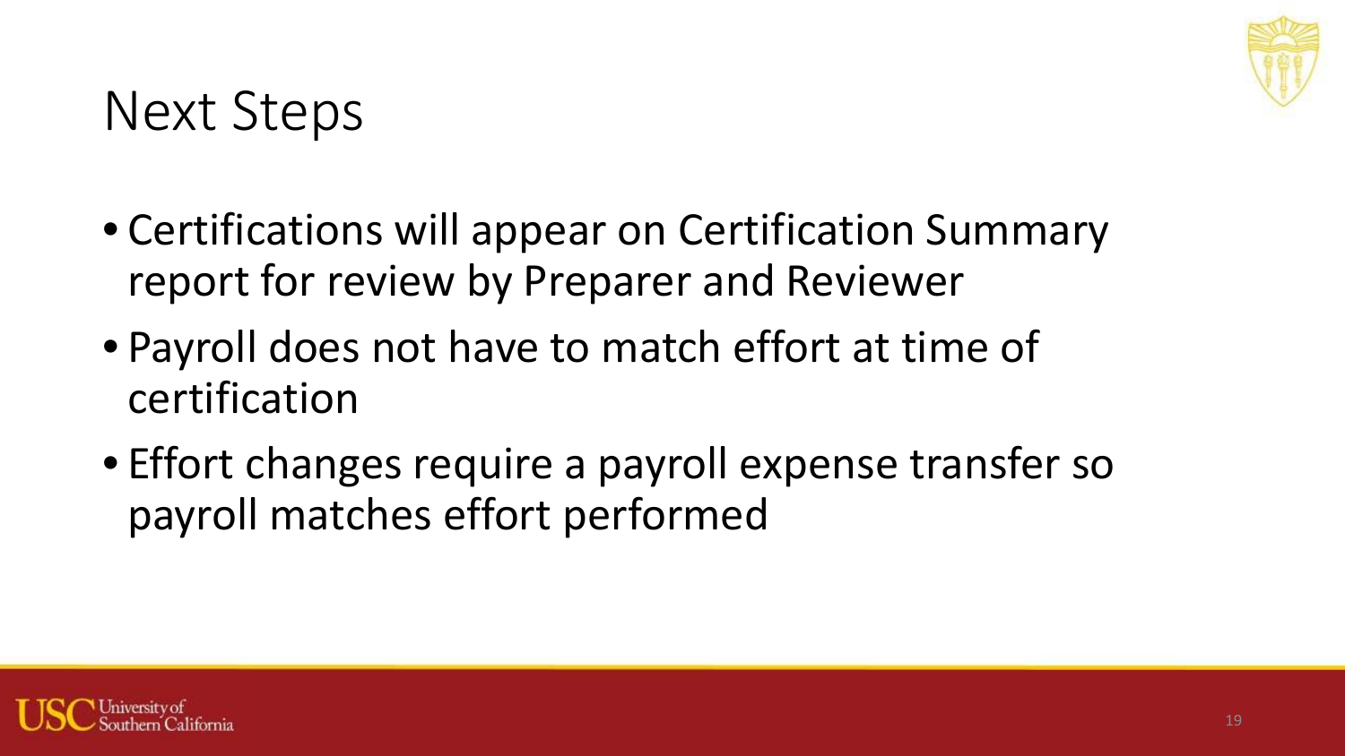# Next Steps

- Certifications will appear on Certification Summary report for review by Preparer and Reviewer
- Payroll does not have to match effort at time of certification
- Effort changes require a payroll expense transfer so payroll matches effort performed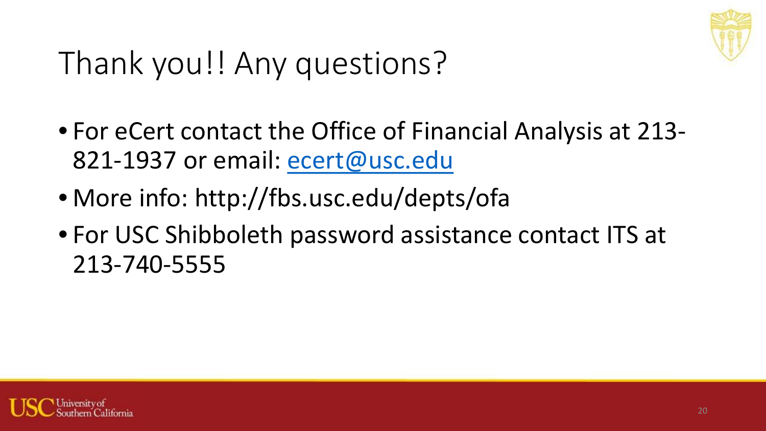# Thank you!! Any questions?

- For eCert contact the Office of Financial Analysis at 213-821-1937 or email: ecert@usc.edu
- More info: http://fbs.usc.edu/depts/ofa
- For USC Shibboleth password assistance contact ITS at 213-740-5555